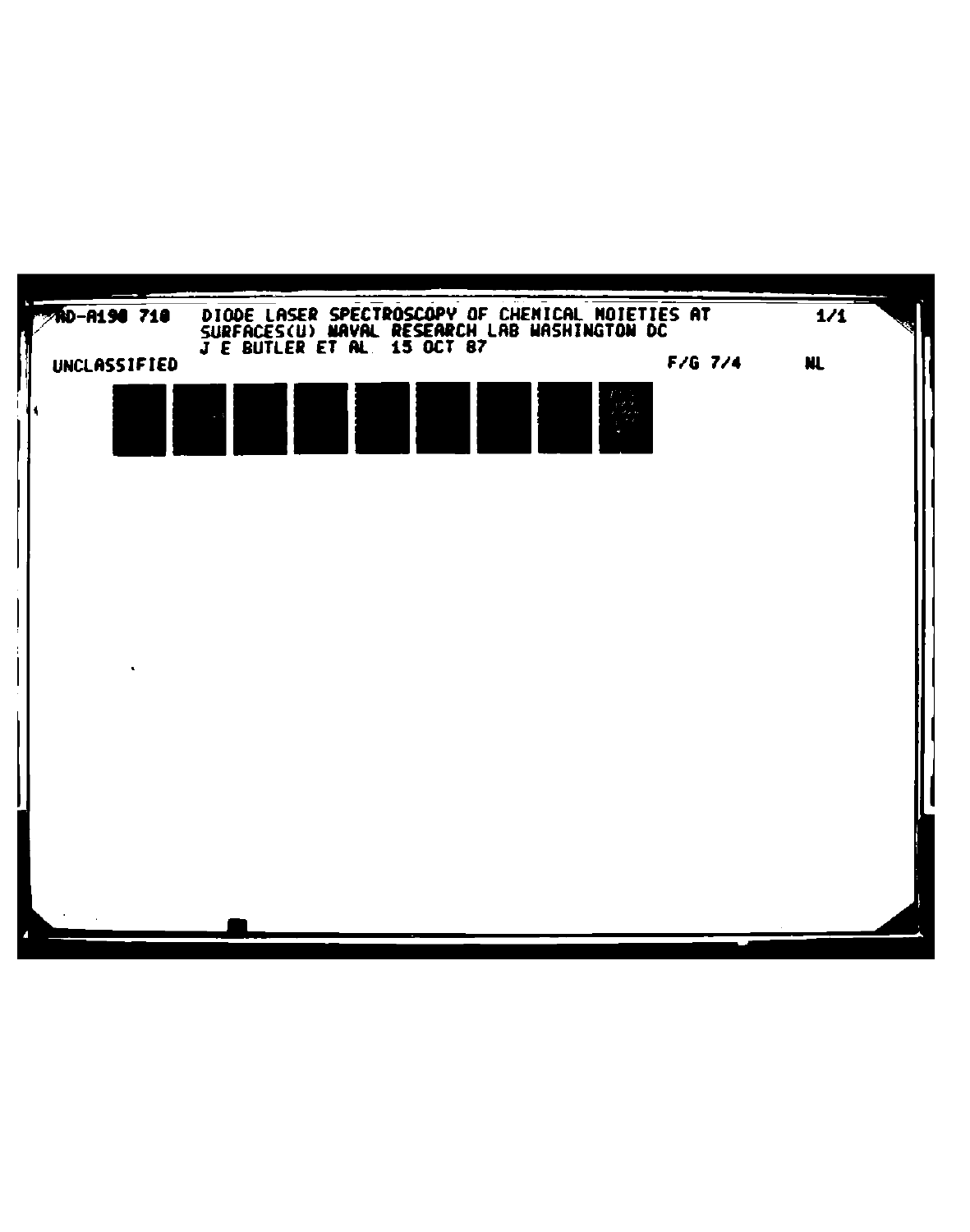AD-A190 710 DIODE LASER SPECTROSCOPY OF CHEMICAL MOIETIES AT SURFACES(U) NAVAL RESEARCH LAB WASHINGTON DC J E BUTLER ET AL. 15 OCT 87

1/1

UNCLASSIFIED

F/G 7/4

NL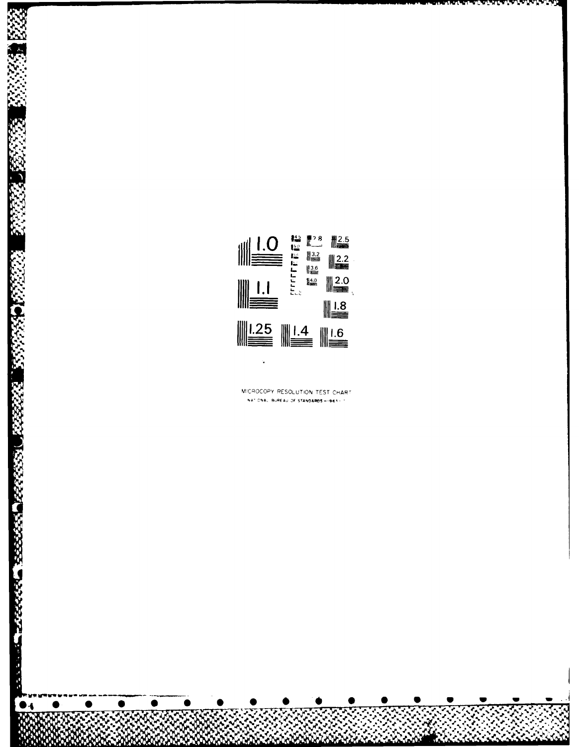MICROCOPY RESOLUTION TEST CHART

NATIONAL BUREAU OF STANDARDS - 1963 - A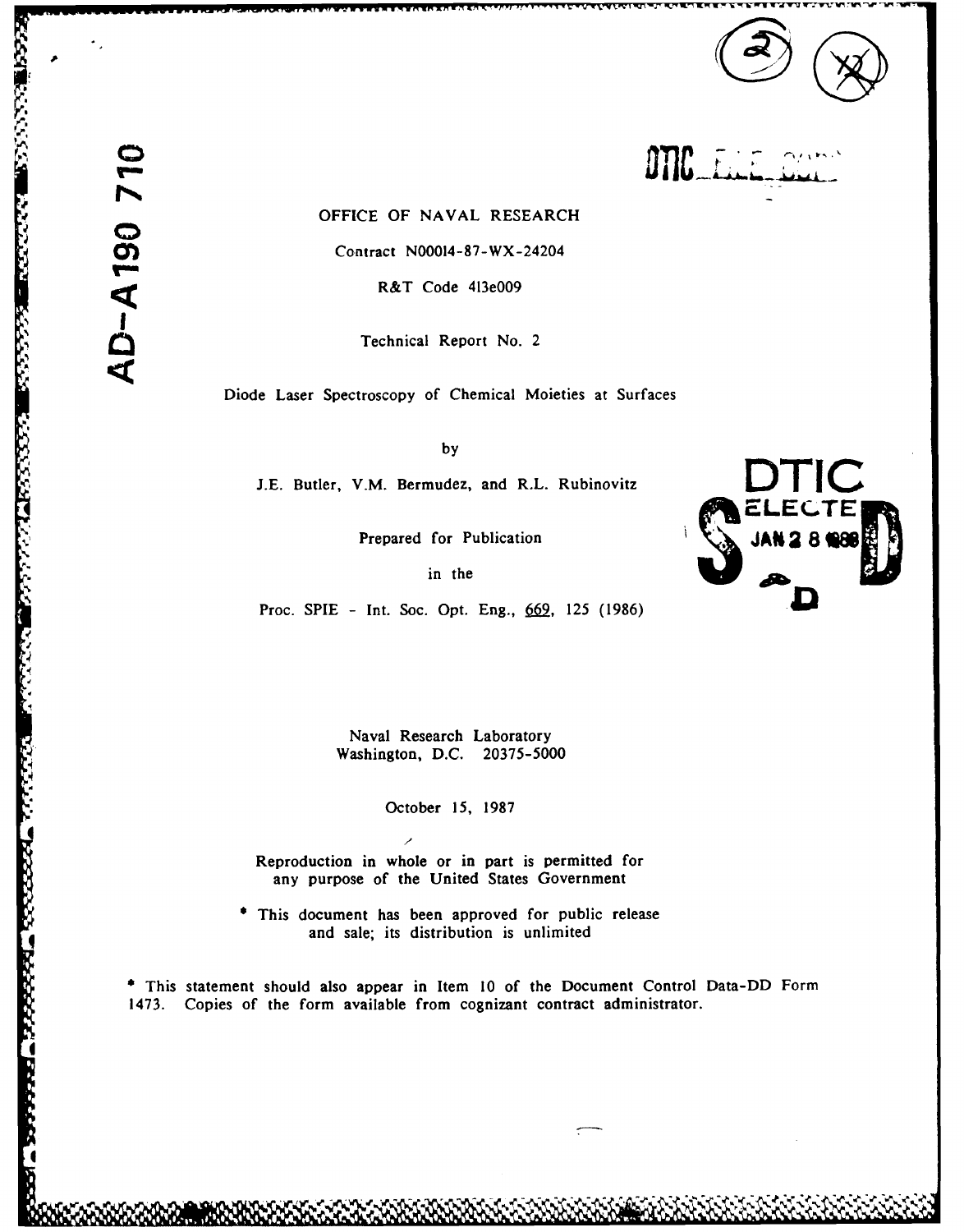AD-A190 710

DTIC FILE COPY

OFFICE OF NAVAL RESEARCH

Contract N00014-87-WX-24204

R&T Code 413e009

Technical Report No. 2

Diode Laser Spectroscopy of Chemical Moieties at Surfaces

by

J.E. Butler, V.M. Bermudez, and R.L. Rubinovitz

Prepared for Publication

in the

Proc. SPIE - Int. Soc. Opt. Eng., 669, 125 (1986)

DTIC ELECTE JAN 28 1988

Naval Research Laboratory
Washington, D.C. 20375-5000

October 15, 1987

Reproduction in whole or in part is permitted for any purpose of the United States Government

* This document has been approved for public release and sale; its distribution is unlimited

* This statement should also appear in Item 10 of the Document Control Data-DD Form 1473. Copies of the form available from cognizant contract administrator.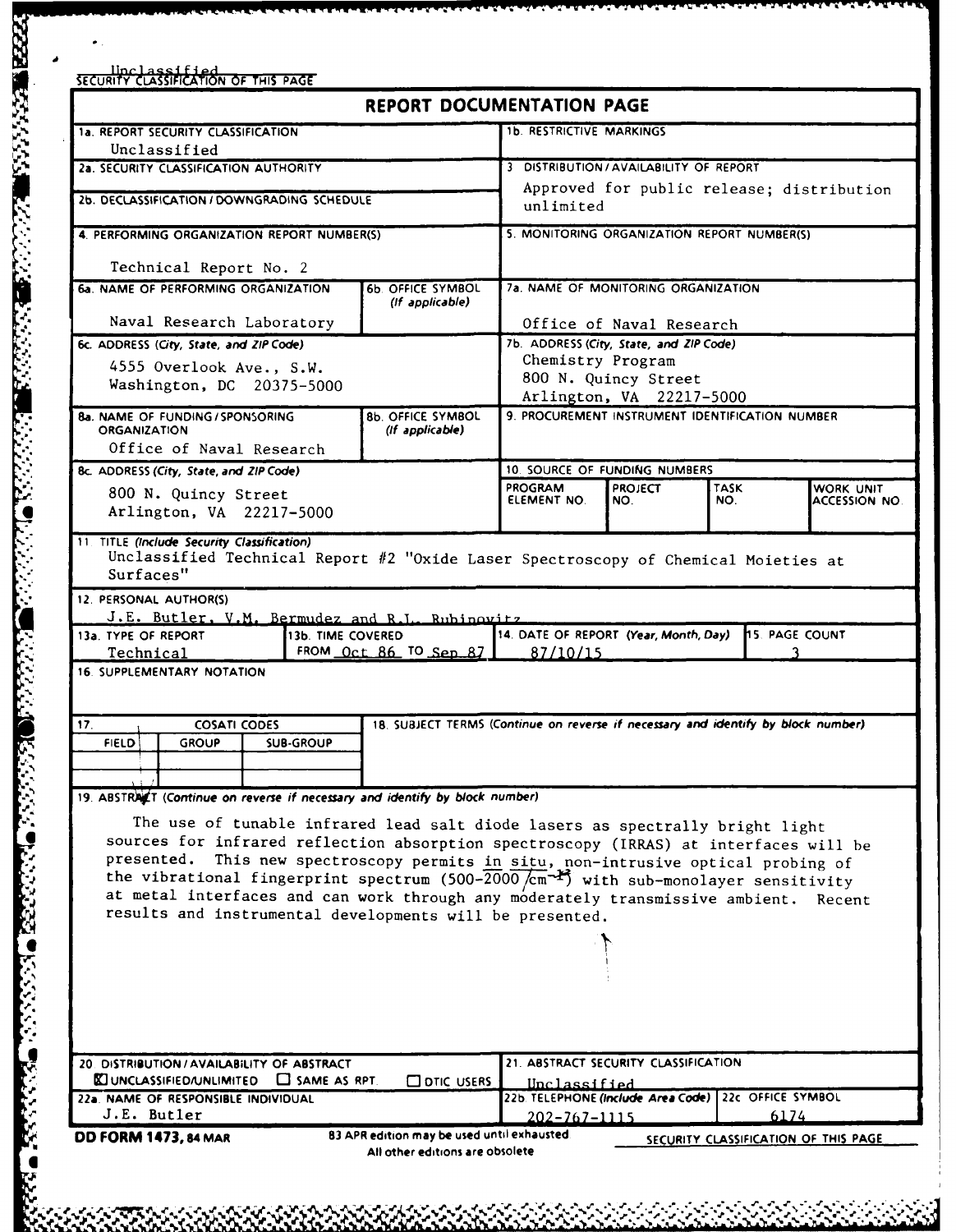Unclassified
SECURITY CLASSIFICATION OF THIS PAGE

# REPORT DOCUMENTATION PAGE

| | | | |
|---|---|---|---|
| 1a. REPORT SECURITY CLASSIFICATION: Unclassified | | 1b. RESTRICTIVE MARKINGS | |
| 2a. SECURITY CLASSIFICATION AUTHORITY | | 3. DISTRIBUTION/AVAILABILITY OF REPORT: Approved for public release; distribution unlimited | |
| 2b. DECLASSIFICATION/DOWNGRADING SCHEDULE | | | |
| 4. PERFORMING ORGANIZATION REPORT NUMBER(S): Technical Report No. 2 | | 5. MONITORING ORGANIZATION REPORT NUMBER(S) | |
| 6a. NAME OF PERFORMING ORGANIZATION: Naval Research Laboratory | 6b. OFFICE SYMBOL (If applicable) | 7a. NAME OF MONITORING ORGANIZATION: Office of Naval Research | |
| 6c. ADDRESS (City, State, and ZIP Code): 4555 Overlook Ave., S.W. Washington, DC 20375-5000 | | 7b. ADDRESS (City, State, and ZIP Code): Chemistry Program, 800 N. Quincy Street, Arlington, VA 22217-5000 | |
| 8a. NAME OF FUNDING/SPONSORING ORGANIZATION: Office of Naval Research | 8b. OFFICE SYMBOL (If applicable) | 9. PROCUREMENT INSTRUMENT IDENTIFICATION NUMBER | |
| 8c. ADDRESS (City, State, and ZIP Code): 800 N. Quincy Street, Arlington, VA 22217-5000 | | 10. SOURCE OF FUNDING NUMBERS: PROGRAM ELEMENT NO. / PROJECT NO. / TASK NO. / WORK UNIT ACCESSION NO. | |

11. TITLE (Include Security Classification)
Unclassified Technical Report #2 "Oxide Laser Spectroscopy of Chemical Moieties at Surfaces"

12. PERSONAL AUTHOR(S)
J.E. Butler, V.M. Bermudez and R.L. Rubinovitz

| 13a. TYPE OF REPORT | 13b. TIME COVERED | 14. DATE OF REPORT (Year, Month, Day) | 15. PAGE COUNT |
|---|---|---|---|
| Technical | FROM Oct 86 TO Sep 87 | 87/10/15 | 3 |

16. SUPPLEMENTARY NOTATION

| 17. COSATI CODES | | | 18. SUBJECT TERMS (Continue on reverse if necessary and identify by block number) |
|---|---|---|---|
| FIELD | GROUP | SUB-GROUP | |

19. ABSTRACT (Continue on reverse if necessary and identify by block number)

The use of tunable infrared lead salt diode lasers as spectrally bright light sources for infrared reflection absorption spectroscopy (IRRAS) at interfaces will be presented. This new spectroscopy permits *in situ*, non-intrusive optical probing of the vibrational fingerprint spectrum (500-2000 $cm^{-1}$) with sub-monolayer sensitivity at metal interfaces and can work through any moderately transmissive ambient. Recent results and instrumental developments will be presented.

| | |
|---|---|
| 20. DISTRIBUTION/AVAILABILITY OF ABSTRACT: ☒ UNCLASSIFIED/UNLIMITED ☐ SAME AS RPT. ☐ DTIC USERS | 21. ABSTRACT SECURITY CLASSIFICATION: Unclassified |
| 22a. NAME OF RESPONSIBLE INDIVIDUAL: J.E. Butler | 22b. TELEPHONE (Include Area Code): 202-767-1115 — 22c. OFFICE SYMBOL: 6174 |

DD FORM 1473, 84 MAR — 83 APR edition may be used until exhausted. All other editions are obsolete.

SECURITY CLASSIFICATION OF THIS PAGE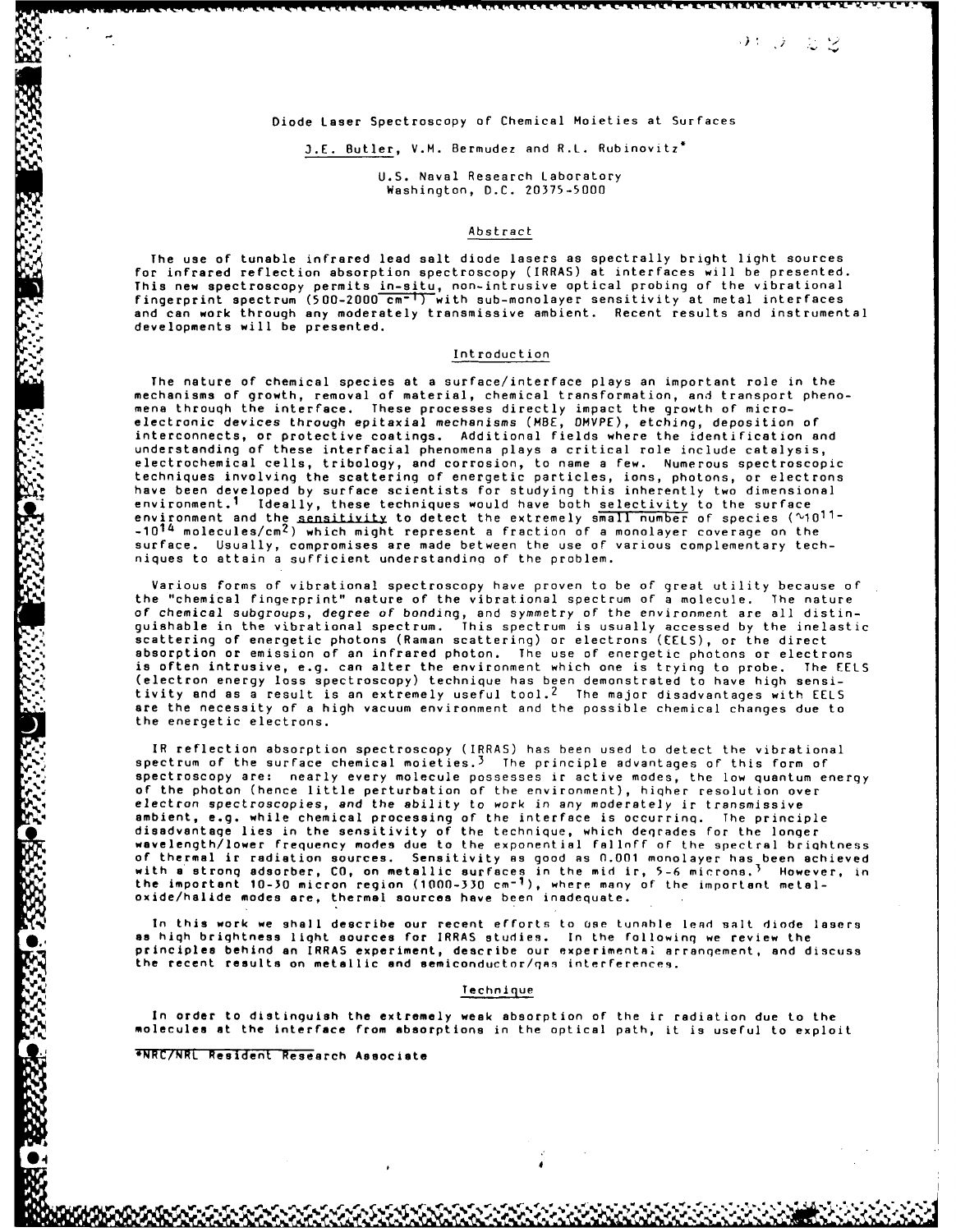# Diode Laser Spectroscopy of Chemical Moieties at Surfaces

J.E. Butler, V.M. Bermudez and R.L. Rubinovitz*

U.S. Naval Research Laboratory
Washington, D.C. 20375-5000

## Abstract

The use of tunable infrared lead salt diode lasers as spectrally bright light sources for infrared reflection absorption spectroscopy (IRRAS) at interfaces will be presented. This new spectroscopy permits in-situ, non-intrusive optical probing of the vibrational fingerprint spectrum (500-2000 $cm^{-1}$) with sub-monolayer sensitivity at metal interfaces and can work through any moderately transmissive ambient. Recent results and instrumental developments will be presented.

## Introduction

The nature of chemical species at a surface/interface plays an important role in the mechanisms of growth, removal of material, chemical transformation, and transport phenomena through the interface. These processes directly impact the growth of microelectronic devices through epitaxial mechanisms (MBE, OMVPE), etching, deposition of interconnects, or protective coatings. Additional fields where the identification and understanding of these interfacial phenomena plays a critical role include catalysis, electrochemical cells, tribology, and corrosion, to name a few. Numerous spectroscopic techniques involving the scattering of energetic particles, ions, photons, or electrons have been developed by surface scientists for studying this inherently two dimensional environment.[1] Ideally, these techniques would have both selectivity to the surface environment and the sensitivity to detect the extremely small number of species ($\sim10^{11}$-$10^{14}$ molecules/$cm^2$) which might represent a fraction of a monolayer coverage on the surface. Usually, compromises are made between the use of various complementary techniques to attain a sufficient understanding of the problem.

Various forms of vibrational spectroscopy have proven to be of great utility because of the "chemical fingerprint" nature of the vibrational spectrum of a molecule. The nature of chemical subgroups, degree of bonding, and symmetry of the environment are all distinguishable in the vibrational spectrum. This spectrum is usually accessed by the inelastic scattering of energetic photons (Raman scattering) or electrons (EELS), or the direct absorption or emission of an infrared photon. The use of energetic photons or electrons is often intrusive, e.g. can alter the environment which one is trying to probe. The EELS (electron energy loss spectroscopy) technique has been demonstrated to have high sensitivity and as a result is an extremely useful tool.[2] The major disadvantages with EELS are the necessity of a high vacuum environment and the possible chemical changes due to the energetic electrons.

IR reflection absorption spectroscopy (IRRAS) has been used to detect the vibrational spectrum of the surface chemical moieties.[3] The principle advantages of this form of spectroscopy are: nearly every molecule possesses ir active modes, the low quantum energy of the photon (hence little perturbation of the environment), higher resolution over electron spectroscopies, and the ability to work in any moderately ir transmissive ambient, e.g. while chemical processing of the interface is occurring. The principle disadvantage lies in the sensitivity of the technique, which degrades for the longer wavelength/lower frequency modes due to the exponential falloff of the spectral brightness of thermal ir radiation sources. Sensitivity as good as 0.001 monolayer has been achieved with a strong adsorber, CO, on metallic surfaces in the mid ir, 5-6 microns.[3] However, in the important 10-30 micron region (1000-330 $cm^{-1}$), where many of the important metal-oxide/halide modes are, thermal sources have been inadequate.

In this work we shall describe our recent efforts to use tunable lead salt diode lasers as high brightness light sources for IRRAS studies. In the following we review the principles behind an IRRAS experiment, describe our experimental arrangement, and discuss the recent results on metallic and semiconductor/gas interferences.

## Technique

In order to distinguish the extremely weak absorption of the ir radiation due to the molecules at the interface from absorptions in the optical path, it is useful to exploit

*NRC/NRL Resident Research Associate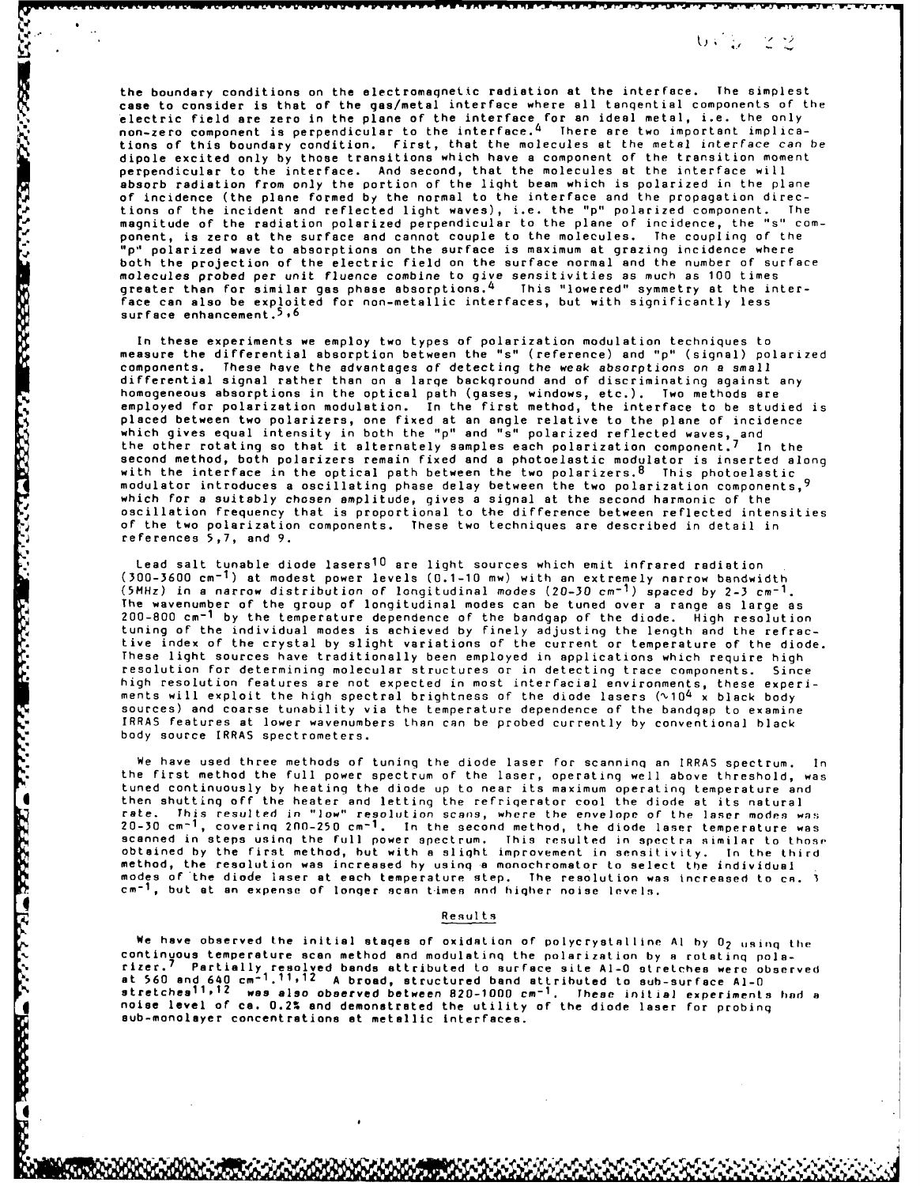the boundary conditions on the electromagnetic radiation at the interface. The simplest case to consider is that of the gas/metal interface where all tangential components of the electric field are zero in the plane of the interface for an ideal metal, i.e. the only non-zero component is perpendicular to the interface.[4] There are two important implications of this boundary condition. First, that the molecules at the metal interface can be dipole excited only by those transitions which have a component of the transition moment perpendicular to the interface. And second, that the molecules at the interface will absorb radiation from only the portion of the light beam which is polarized in the plane of incidence (the plane formed by the normal to the interface and the propagation directions of the incident and reflected light waves), i.e. the "p" polarized component. The magnitude of the radiation polarized perpendicular to the plane of incidence, the "s" component, is zero at the surface and cannot couple to the molecules. The coupling of the "p" polarized wave to absorptions on the surface is maximum at grazing incidence where both the projection of the electric field on the surface normal and the number of surface molecules probed per unit fluence combine to give sensitivities as much as 100 times greater than for similar gas phase absorptions.[4] This "lowered" symmetry at the interface can also be exploited for non-metallic interfaces, but with significantly less surface enhancement.[5,6]

In these experiments we employ two types of polarization modulation techniques to measure the differential absorption between the "s" (reference) and "p" (signal) polarized components. These have the advantages of detecting the weak absorptions on a small differential signal rather than on a large background and of discriminating against any homogeneous absorptions in the optical path (gases, windows, etc.). Two methods are employed for polarization modulation. In the first method, the interface to be studied is placed between two polarizers, one fixed at an angle relative to the plane of incidence which gives equal intensity in both the "p" and "s" polarized reflected waves, and the other rotating so that it alternately samples each polarization component.[7] In the second method, both polarizers remain fixed and a photoelastic modulator is inserted along with the interface in the optical path between the two polarizers.[8] This photoelastic modulator introduces a oscillating phase delay between the two polarization components,[9] which for a suitably chosen amplitude, gives a signal at the second harmonic of the oscillation frequency that is proportional to the difference between reflected intensities of the two polarization components. These two techniques are described in detail in references 5,7, and 9.

Lead salt tunable diode lasers[10] are light sources which emit infrared radiation (300-3600 $cm^{-1}$) at modest power levels (0.1-10 mw) with an extremely narrow bandwidth (5MHz) in a narrow distribution of longitudinal modes (20-30 $cm^{-1}$) spaced by 2-3 $cm^{-1}$. The wavenumber of the group of longitudinal modes can be tuned over a range as large as 200-800 $cm^{-1}$ by the temperature dependence of the bandgap of the diode. High resolution tuning of the individual modes is achieved by finely adjusting the length and the refractive index of the crystal by slight variations of the current or temperature of the diode. These light sources have traditionally been employed in applications which require high resolution for determining molecular structures or in detecting trace components. Since high resolution features are not expected in most interfacial environments, these experiments will exploit the high spectral brightness of the diode lasers ($\sim 10^4$ x black body sources) and coarse tunability via the temperature dependence of the bandgap to examine IRRAS features at lower wavenumbers than can be probed currently by conventional black body source IRRAS spectrometers.

We have used three methods of tuning the diode laser for scanning an IRRAS spectrum. In the first method the full power spectrum of the laser, operating well above threshold, was tuned continuously by heating the diode up to near its maximum operating temperature and then shutting off the heater and letting the refrigerator cool the diode at its natural rate. This resulted in "low" resolution scans, where the envelope of the laser modes was 20-30 $cm^{-1}$, covering 200-250 $cm^{-1}$. In the second method, the diode laser temperature was scanned in steps using the full power spectrum. This resulted in spectra similar to those obtained by the first method, but with a slight improvement in sensitivity. In the third method, the resolution was increased by using a monochromator to select the individual modes of the diode laser at each temperature step. The resolution was increased to ca. 3 $cm^{-1}$, but at an expense of longer scan times and higher noise levels.

## Results

We have observed the initial stages of oxidation of polycrystalline Al by $O_2$ using the continuous temperature scan method and modulating the polarization by a rotating polarizer.[7] Partially resolved bands attributed to surface site Al-O stretches were observed at 560 and 640 $cm^{-1}$.[11,12] A broad, structured band attributed to sub-surface Al-O stretches[11,12] was also observed between 820-1000 $cm^{-1}$. These initial experiments had a noise level of ca. 0.2% and demonstrated the utility of the diode laser for probing sub-monolayer concentrations at metallic interfaces.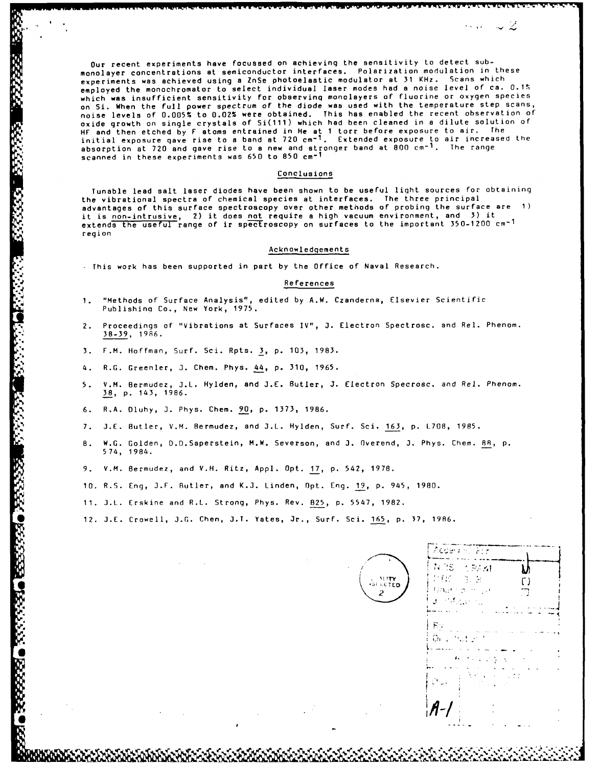Our recent experiments have focussed on achieving the sensitivity to detect sub-monolayer concentrations at semiconductor interfaces. Polarization modulation in these experiments was achieved using a ZnSe photoelastic modulator at 31 KHz. Scans which employed the monochromator to select individual laser modes had a noise level of ca. 0.1% which was insufficient sensitivity for observing monolayers of fluorine or oxygen species on Si. When the full power spectrum of the diode was used with the temperature step scans, noise levels of 0.005% to 0.02% were obtained. This has enabled the recent observation of oxide growth on single crystals of Si(111) which had been cleaned in a dilute solution of HF and then etched by F atoms entrained in He at 1 torr before exposure to air. The initial exposure gave rise to a band at 720 $cm^{-1}$. Extended exposure to air increased the absorption at 720 and gave rise to a new and stronger band at 800 $cm^{-1}$. The range scanned in these experiments was 650 to 850 $cm^{-1}$

## Conclusions

Tunable lead salt laser diodes have been shown to be useful light sources for obtaining the vibrational spectra of chemical species at interfaces. The three principal advantages of this surface spectroscopy over other methods of probing the surface are 1) it is non-intrusive, 2) it does not require a high vacuum environment, and 3) it extends the useful range of ir spectroscopy on surfaces to the important 350-1200 $cm^{-1}$ region

## Acknowledgements

This work has been supported in part by the Office of Naval Research.

## References

1. "Methods of Surface Analysis", edited by A.W. Czanderna, Elsevier Scientific Publishing Co., New York, 1975.
2. Proceedings of "Vibrations at Surfaces IV", J. Electron Spectrosc. and Rel. Phenom. 38-39, 1986.
3. F.M. Hoffman, Surf. Sci. Rpts. 3, p. 103, 1983.
4. R.G. Greenler, J. Chem. Phys. 44, p. 310, 1965.
5. V.M. Bermudez, J.L. Hylden, and J.E. Butler, J. Electron Specrosc. and Rel. Phenom. 38, p. 143, 1986.
6. R.A. Dluhy, J. Phys. Chem. 90, p. 1373, 1986.
7. J.E. Butler, V.M. Bermudez, and J.L. Hylden, Surf. Sci. 163, p. L708, 1985.
8. W.G. Golden, D.D.Saperstein, M.W. Severson, and J. Overend, J. Phys. Chem. 88, p. 574, 1984.
9. V.M. Bermudez, and V.H. Ritz, Appl. Opt. 17, p. 542, 1978.
10. R.S. Eng, J.F. Butler, and K.J. Linden, Opt. Eng. 19, p. 945, 1980.
11. J.L. Erskine and R.L. Strong, Phys. Rev. B25, p. 5547, 1982.
12. J.E. Crowell, J.G. Chen, J.T. Yates, Jr., Surf. Sci. 165, p. 37, 1986.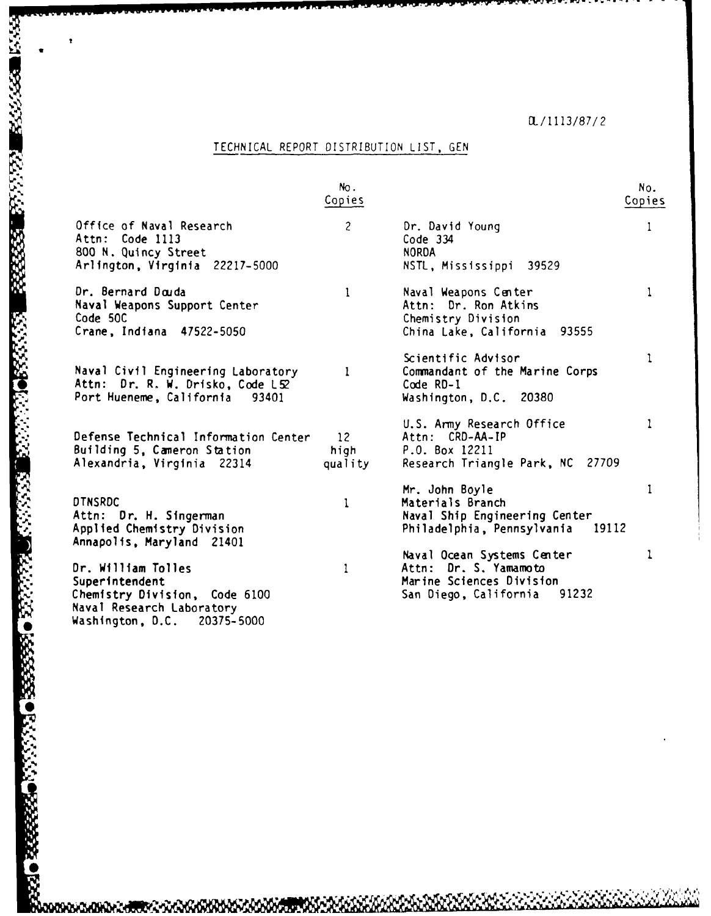DL/1113/87/2

## TECHNICAL REPORT DISTRIBUTION LIST, GEN

| | No. Copies | | No. Copies |
|---|---|---|---|
| Office of Naval Research<br>Attn: Code 1113<br>800 N. Quincy Street<br>Arlington, Virginia 22217-5000 | 2 | Dr. David Young<br>Code 334<br>NORDA<br>NSTL, Mississippi 39529 | 1 |
| Dr. Bernard Douda<br>Naval Weapons Support Center<br>Code 50C<br>Crane, Indiana 47522-5050 | 1 | Naval Weapons Center<br>Attn: Dr. Ron Atkins<br>Chemistry Division<br>China Lake, California 93555 | 1 |
| Naval Civil Engineering Laboratory<br>Attn: Dr. R. W. Drisko, Code L52<br>Port Hueneme, California 93401 | 1 | Scientific Advisor<br>Commandant of the Marine Corps<br>Code RD-1<br>Washington, D.C. 20380 | 1 |
| Defense Technical Information Center<br>Building 5, Cameron Station<br>Alexandria, Virginia 22314 | 12 high quality | U.S. Army Research Office<br>Attn: CRD-AA-IP<br>P.O. Box 12211<br>Research Triangle Park, NC 27709 | 1 |
| DTNSRDC<br>Attn: Dr. H. Singerman<br>Applied Chemistry Division<br>Annapolis, Maryland 21401 | 1 | Mr. John Boyle<br>Materials Branch<br>Naval Ship Engineering Center<br>Philadelphia, Pennsylvania 19112 | 1 |
| Dr. William Tolles<br>Superintendent<br>Chemistry Division, Code 6100<br>Naval Research Laboratory<br>Washington, D.C. 20375-5000 | 1 | Naval Ocean Systems Center<br>Attn: Dr. S. Yamamoto<br>Marine Sciences Division<br>San Diego, California 91232 | 1 |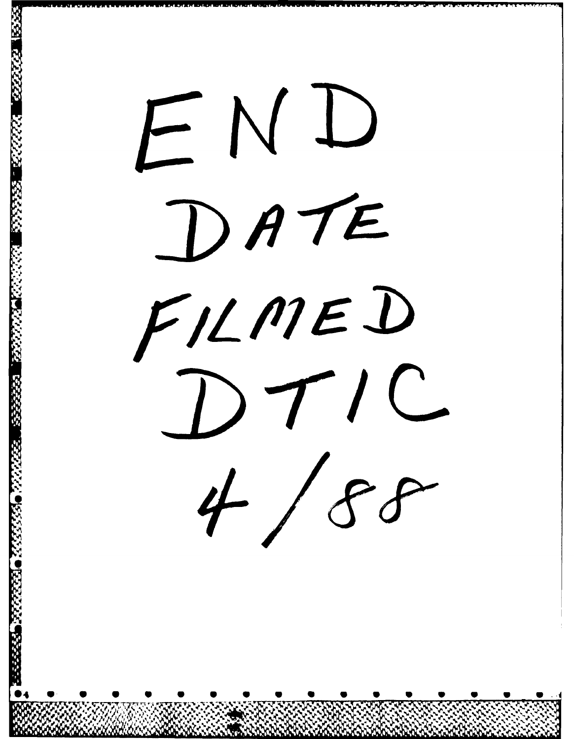END
DATE
FILMED
DTIC
4/88